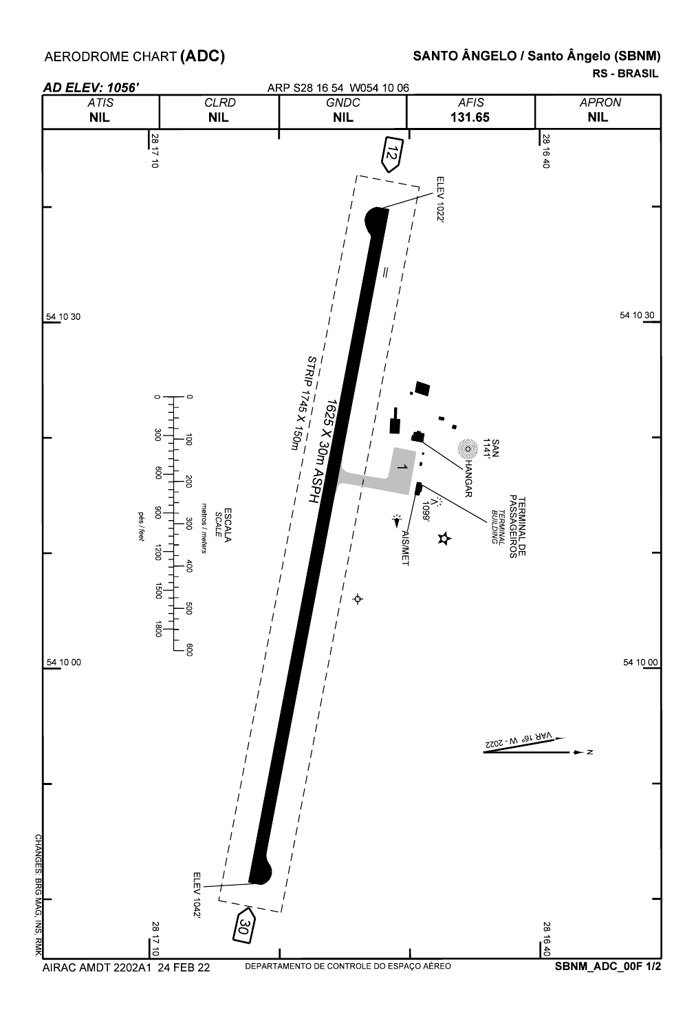AERODROME CHART **(ADC)**

**SANTO ÂNGELO / Santo Ângelo (SBNM)**

**RS - BRASIL**

***AD ELEV: 1056'***

ARP S28 16 54 W054 10 06

| ATIS | CLRD | GNDC | AFIS | APRON |
|---|---|---|---|---|
| **NIL** | **NIL** | **NIL** | **131.65** | **NIL** |

28 17 10

28 16 40

12

ELEV 1022'

54 10 30

STRIP 1745 X 150m

1625 X 30m ASPH

SAN 1141'

HANGAR

1

TERMINAL DE PASSAGEIROS *TERMINAL BUILDING*

1099'

AIS/MET

ESCALA *SCALE*

metros / *meters*

pés / *feet*

0 100 200 300 400 500 600

0 300 600 900 1200 1500 1800

54 10 00

VAR 16° W - 2022

N

ELEV 1042'

30

CHANGES: BRG MAG, INS, RMK.

AIRAC AMDT 2202A1 24 FEB 22

DEPARTAMENTO DE CONTROLE DO ESPAÇO AÉREO

SBNM_ADC_00F 1/2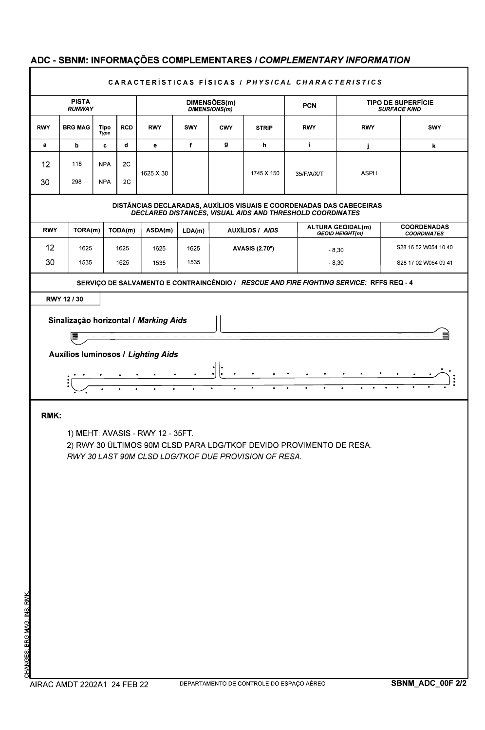## ADC - SBNM: INFORMAÇÕES COMPLEMENTARES / *COMPLEMENTARY INFORMATION*

### CARACTERÍSTICAS FÍSICAS / *PHYSICAL CHARACTERISTICS*

| PISTA *RUNWAY* | | | | DIMENSÕES(m) *DIMENSIONS(m)* | | | | PCN | TIPO DE SUPERFÍCIE *SURFACE KIND* | |
|---|---|---|---|---|---|---|---|---|---|---|
| RWY | BRG MAG | Tipo *Type* | RCD | RWY | SWY | CWY | STRIP | RWY | RWY | SWY |
| a | b | c | d | e | f | g | h | i | j | k |
| 12 | 118 | NPA | 2C | 1625 X 30 | | | 1745 X 150 | 35/F/A/X/T | ASPH | |
| 30 | 298 | NPA | 2C | | | | | | | |

### DISTÂNCIAS DECLARADAS, AUXÍLIOS VISUAIS E COORDENADAS DAS CABECEIRAS *DECLARED DISTANCES, VISUAL AIDS AND THRESHOLD COORDINATES*

| RWY | TORA(m) | TODA(m) | ASDA(m) | LDA(m) | AUXÍLIOS / *AIDS* | ALTURA GEOIDAL(m) *GEOID HEIGHT(m)* | COORDENADAS *COORDINATES* |
|---|---|---|---|---|---|---|---|
| 12 | 1625 | 1625 | 1625 | 1625 | **AVASIS (2.70º)** | - 8,30 | S28 16 52 W054 10 40 |
| 30 | 1535 | 1625 | 1535 | 1535 | | - 8,30 | S28 17 02 W054 09 41 |

**SERVIÇO DE SALVAMENTO E CONTRAINCÊNDIO /** ***RESCUE AND FIRE FIGHTING SERVICE:*** **RFFS REQ - 4**

**RWY 12 / 30**

**Sinalização horizontal / *Marking Aids***

**Auxílios luminosos / *Lighting Aids***

**RMK:**

1) MEHT: AVASIS - RWY 12 - 35FT.
2) RWY 30 ÚLTIMOS 90M CLSD PARA LDG/TKOF DEVIDO PROVIMENTO DE RESA.
*RWY 30 LAST 90M CLSD LDG/TKOF DUE PROVISION OF RESA.*

CHANGES: BRG MAG, INS. RMK

AIRAC AMDT 2202A1 24 FEB 22 DEPARTAMENTO DE CONTROLE DO ESPAÇO AÉREO **SBNM_ADC_00F 2/2**